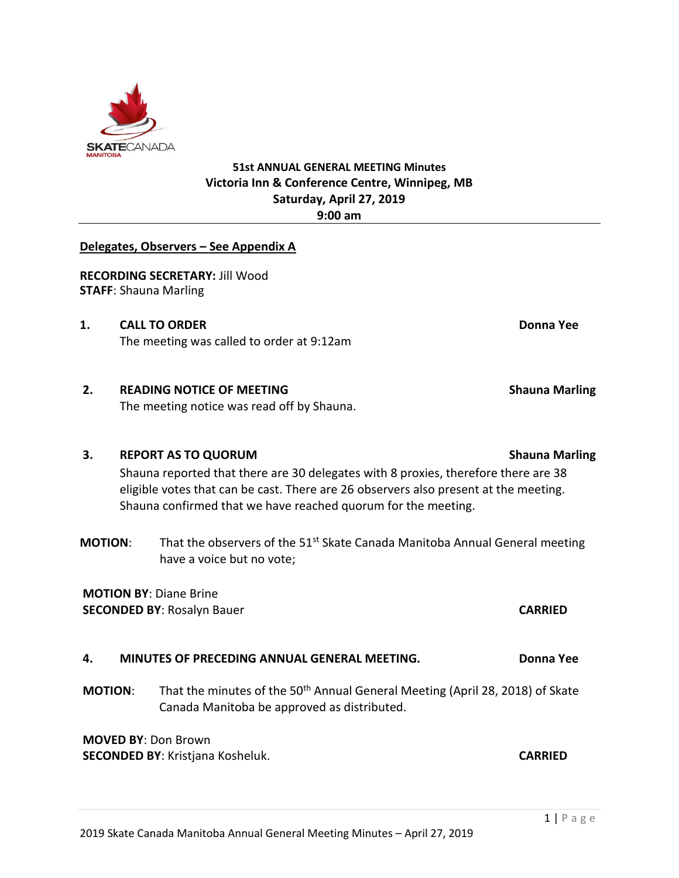**51st ANNUAL GENERAL MEETING Minutes**
**Victoria Inn & Conference Centre, Winnipeg, MB**
**Saturday, April 27, 2019**
**9:00 am**

---

**Delegates, Observers – See Appendix A**

**RECORDING SECRETARY:** Jill Wood
**STAFF**: Shauna Marling

**1. CALL TO ORDER** **Donna Yee**

The meeting was called to order at 9:12am

**2. READING NOTICE OF MEETING** **Shauna Marling**

The meeting notice was read off by Shauna.

**3. REPORT AS TO QUORUM** **Shauna Marling**

Shauna reported that there are 30 delegates with 8 proxies, therefore there are 38 eligible votes that can be cast. There are 26 observers also present at the meeting. Shauna confirmed that we have reached quorum for the meeting.

**MOTION**: That the observers of the 51st Skate Canada Manitoba Annual General meeting have a voice but no vote;

**MOTION BY**: Diane Brine
**SECONDED BY**: Rosalyn Bauer **CARRIED**

**4. MINUTES OF PRECEDING ANNUAL GENERAL MEETING.** **Donna Yee**

**MOTION**: That the minutes of the 50th Annual General Meeting (April 28, 2018) of Skate Canada Manitoba be approved as distributed.

**MOVED BY**: Don Brown
**SECONDED BY**: Kristjana Kosheluk. **CARRIED**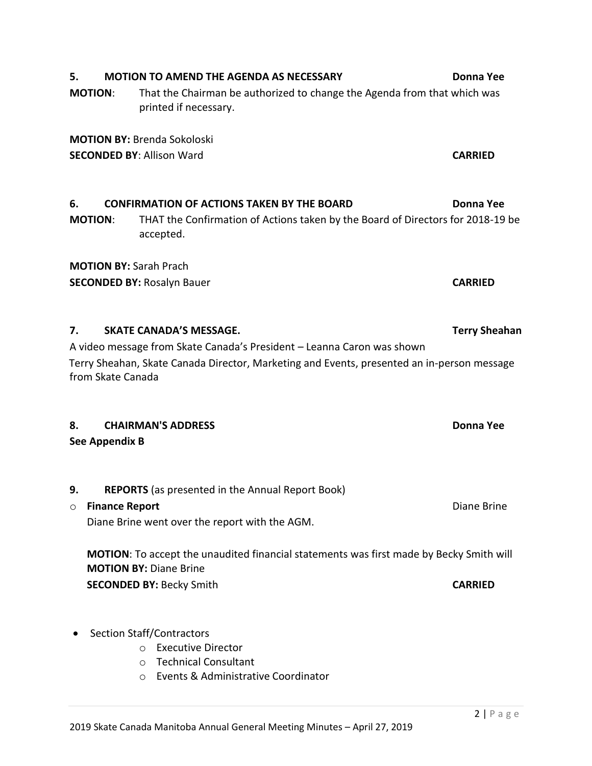## 5. MOTION TO AMEND THE AGENDA AS NECESSARY — Donna Yee

**MOTION**: That the Chairman be authorized to change the Agenda from that which was printed if necessary.

**MOTION BY:** Brenda Sokoloski
**SECONDED BY**: Allison Ward — **CARRIED**

## 6. CONFIRMATION OF ACTIONS TAKEN BY THE BOARD — Donna Yee

**MOTION**: THAT the Confirmation of Actions taken by the Board of Directors for 2018-19 be accepted.

**MOTION BY:** Sarah Prach
**SECONDED BY:** Rosalyn Bauer — **CARRIED**

## 7. SKATE CANADA'S MESSAGE. — Terry Sheahan

A video message from Skate Canada's President – Leanna Caron was shown

Terry Sheahan, Skate Canada Director, Marketing and Events, presented an in-person message from Skate Canada

## 8. CHAIRMAN'S ADDRESS — Donna Yee

**See Appendix B**

## 9. REPORTS (as presented in the Annual Report Book)

- **Finance Report** — Diane Brine

  Diane Brine went over the report with the AGM.

  **MOTION**: To accept the unaudited financial statements was first made by Becky Smith will
  **MOTION BY:** Diane Brine
  **SECONDED BY:** Becky Smith — **CARRIED**

- Section Staff/Contractors
  - Executive Director
  - Technical Consultant
  - Events & Administrative Coordinator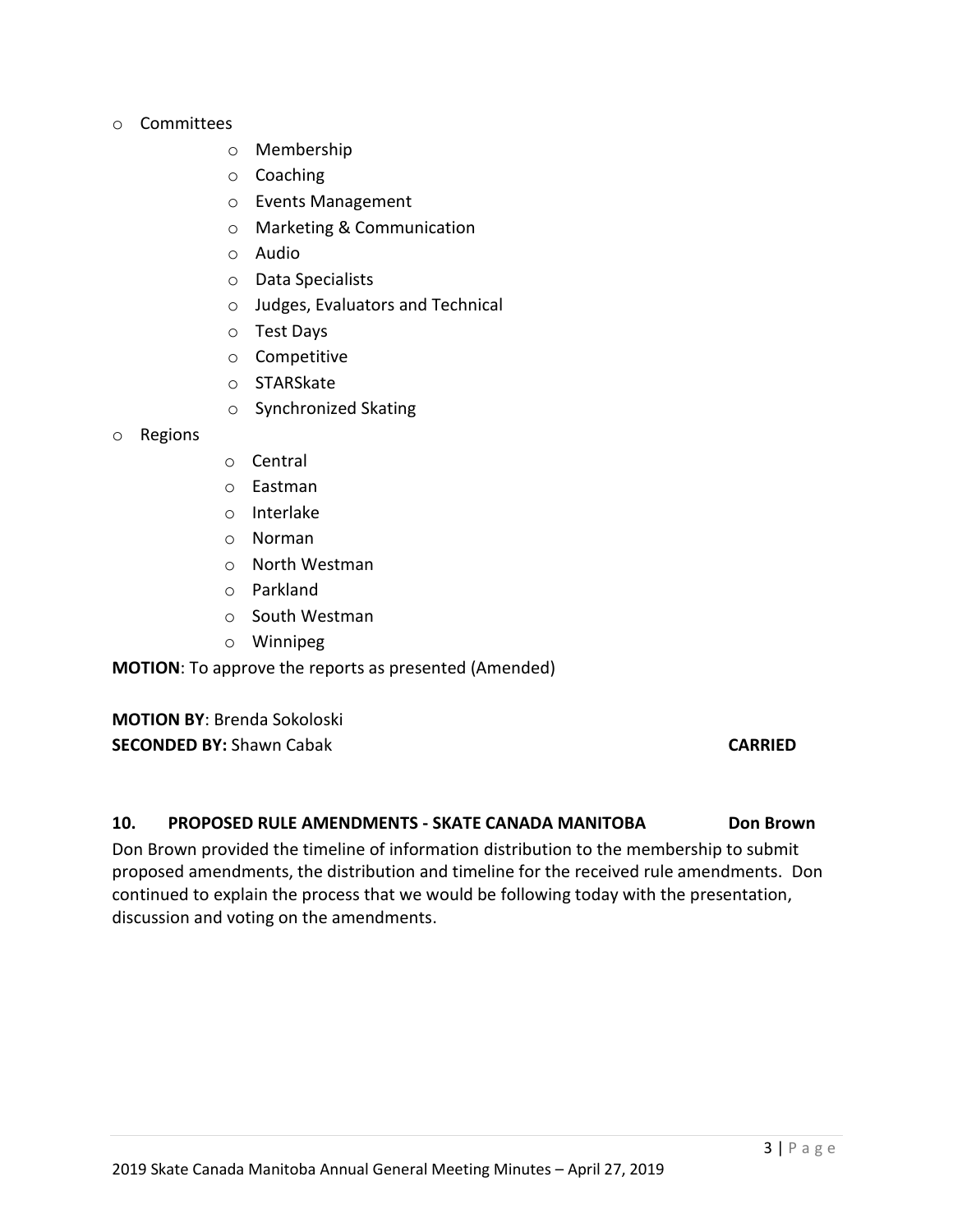- Committees
  - Membership
  - Coaching
  - Events Management
  - Marketing & Communication
  - Audio
  - Data Specialists
  - Judges, Evaluators and Technical
  - Test Days
  - Competitive
  - STARSkate
  - Synchronized Skating
- Regions
  - Central
  - Eastman
  - Interlake
  - Norman
  - North Westman
  - Parkland
  - South Westman
  - Winnipeg

**MOTION**: To approve the reports as presented (Amended)

**MOTION BY**: Brenda Sokoloski
**SECONDED BY:** Shawn Cabak **CARRIED**

### 10. PROPOSED RULE AMENDMENTS - SKATE CANADA MANITOBA — Don Brown

Don Brown provided the timeline of information distribution to the membership to submit proposed amendments, the distribution and timeline for the received rule amendments. Don continued to explain the process that we would be following today with the presentation, discussion and voting on the amendments.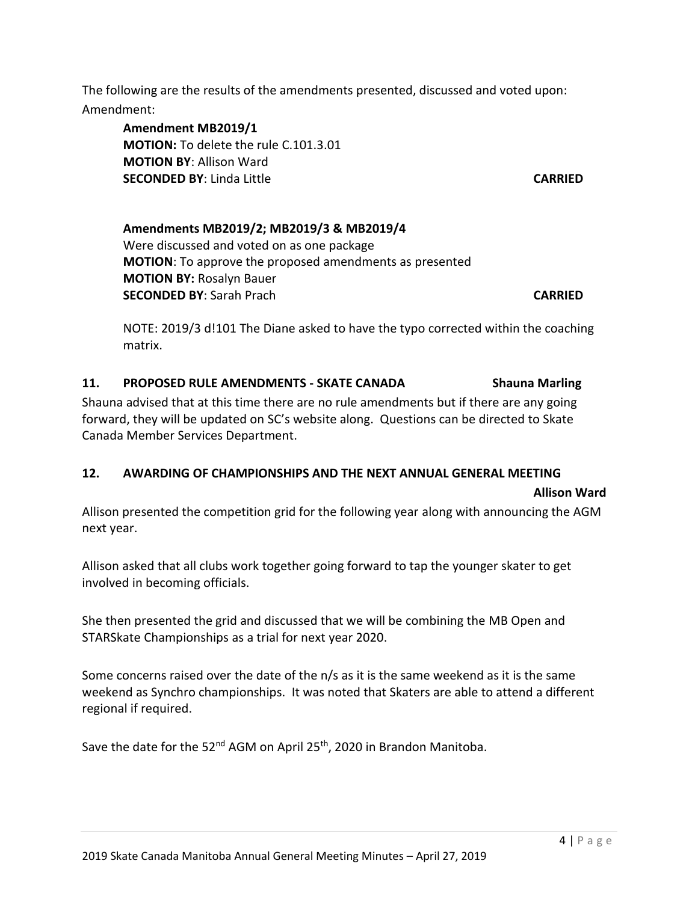The following are the results of the amendments presented, discussed and voted upon:
Amendment:

**Amendment MB2019/1**
**MOTION:** To delete the rule C.101.3.01
**MOTION BY**: Allison Ward
**SECONDED BY**: Linda Little **CARRIED**

**Amendments MB2019/2; MB2019/3 & MB2019/4**
Were discussed and voted on as one package
**MOTION**: To approve the proposed amendments as presented
**MOTION BY:** Rosalyn Bauer
**SECONDED BY**: Sarah Prach **CARRIED**

NOTE: 2019/3 d!101 The Diane asked to have the typo corrected within the coaching matrix.

## 11. PROPOSED RULE AMENDMENTS - SKATE CANADA **Shauna Marling**

Shauna advised that at this time there are no rule amendments but if there are any going forward, they will be updated on SC's website along. Questions can be directed to Skate Canada Member Services Department.

## 12. AWARDING OF CHAMPIONSHIPS AND THE NEXT ANNUAL GENERAL MEETING **Allison Ward**

Allison presented the competition grid for the following year along with announcing the AGM next year.

Allison asked that all clubs work together going forward to tap the younger skater to get involved in becoming officials.

She then presented the grid and discussed that we will be combining the MB Open and STARSkate Championships as a trial for next year 2020.

Some concerns raised over the date of the n/s as it is the same weekend as it is the same weekend as Synchro championships. It was noted that Skaters are able to attend a different regional if required.

Save the date for the 52nd AGM on April 25th, 2020 in Brandon Manitoba.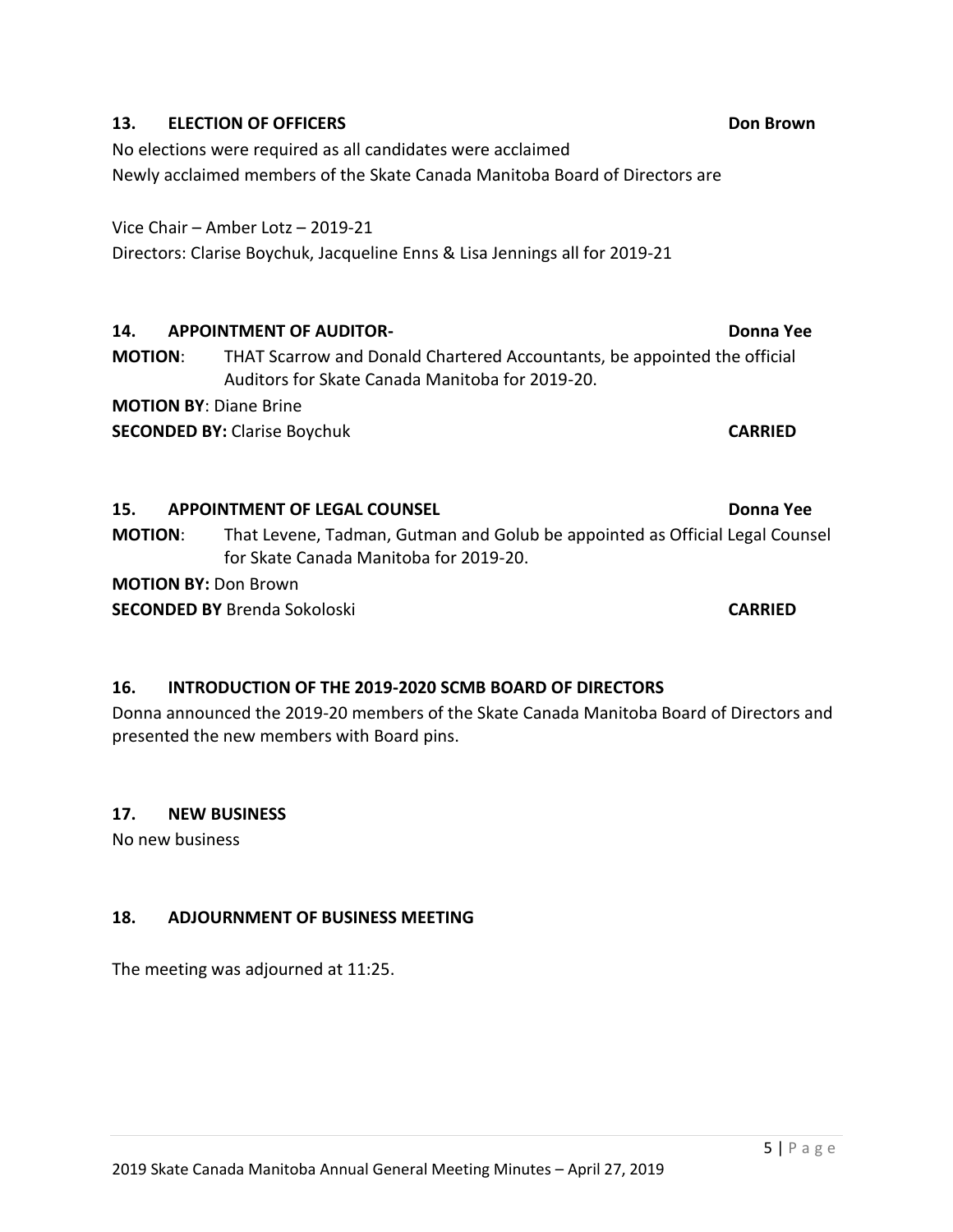### 13. ELECTION OF OFFICERS **Don Brown**

No elections were required as all candidates were acclaimed
Newly acclaimed members of the Skate Canada Manitoba Board of Directors are

Vice Chair – Amber Lotz – 2019-21
Directors: Clarise Boychuk, Jacqueline Enns & Lisa Jennings all for 2019-21

### 14. APPOINTMENT OF AUDITOR- **Donna Yee**

**MOTION**: THAT Scarrow and Donald Chartered Accountants, be appointed the official Auditors for Skate Canada Manitoba for 2019-20.

**MOTION BY**: Diane Brine
**SECONDED BY:** Clarise Boychuk **CARRIED**

### 15. APPOINTMENT OF LEGAL COUNSEL **Donna Yee**

**MOTION**: That Levene, Tadman, Gutman and Golub be appointed as Official Legal Counsel for Skate Canada Manitoba for 2019-20.

**MOTION BY:** Don Brown
**SECONDED BY** Brenda Sokoloski **CARRIED**

### 16. INTRODUCTION OF THE 2019-2020 SCMB BOARD OF DIRECTORS

Donna announced the 2019-20 members of the Skate Canada Manitoba Board of Directors and presented the new members with Board pins.

### 17. NEW BUSINESS

No new business

### 18. ADJOURNMENT OF BUSINESS MEETING

The meeting was adjourned at 11:25.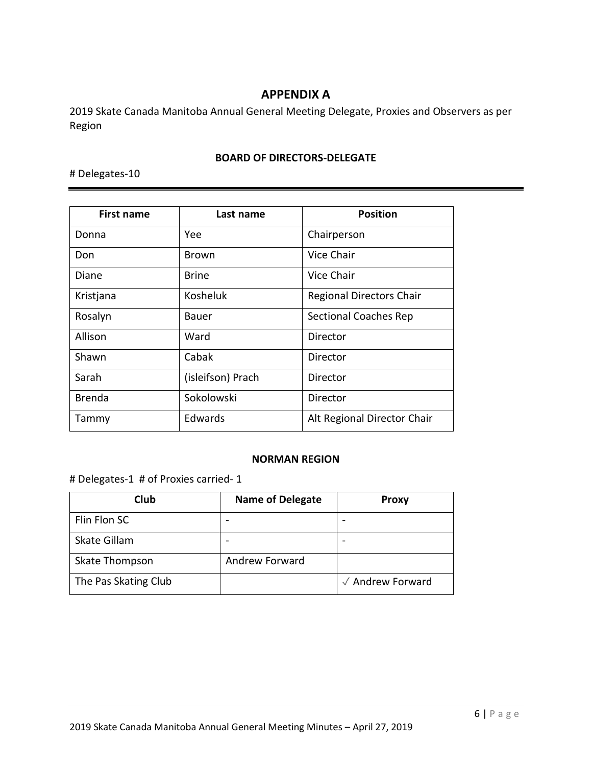## APPENDIX A

2019 Skate Canada Manitoba Annual General Meeting Delegate, Proxies and Observers as per Region

### BOARD OF DIRECTORS-DELEGATE

# Delegates-10

| First name | Last name | Position |
|---|---|---|
| Donna | Yee | Chairperson |
| Don | Brown | Vice Chair |
| Diane | Brine | Vice Chair |
| Kristjana | Kosheluk | Regional Directors Chair |
| Rosalyn | Bauer | Sectional Coaches Rep |
| Allison | Ward | Director |
| Shawn | Cabak | Director |
| Sarah | (isleifson) Prach | Director |
| Brenda | Sokolowski | Director |
| Tammy | Edwards | Alt Regional Director Chair |

### NORMAN REGION

# Delegates-1 # of Proxies carried- 1

| Club | Name of Delegate | Proxy |
|---|---|---|
| Flin Flon SC | - | - |
| Skate Gillam | - | - |
| Skate Thompson | Andrew Forward | |
| The Pas Skating Club | | ✓ Andrew Forward |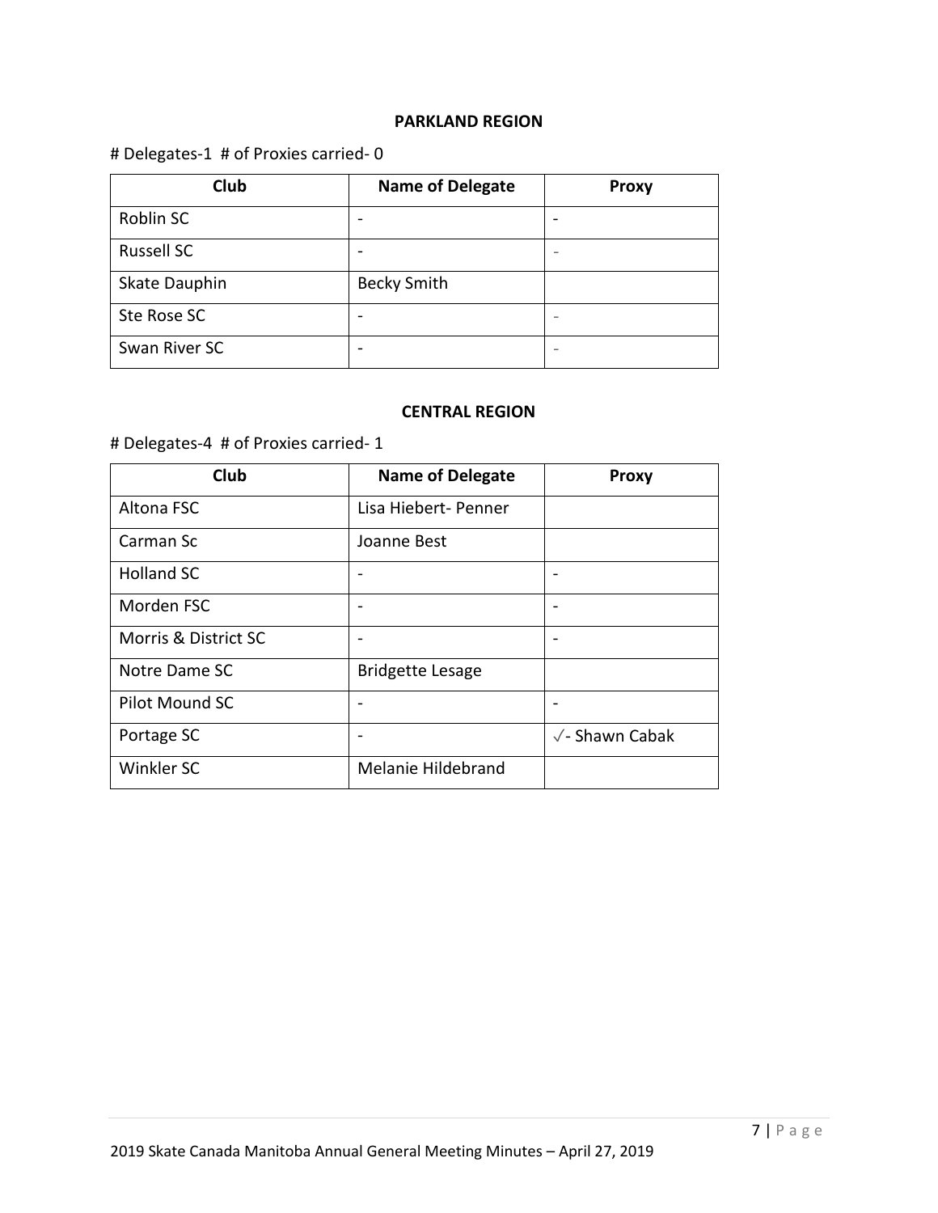**PARKLAND REGION**

# Delegates-1  # of Proxies carried- 0

| Club | Name of Delegate | Proxy |
|---|---|---|
| Roblin SC | - | - |
| Russell SC | - | - |
| Skate Dauphin | Becky Smith | |
| Ste Rose SC | - | - |
| Swan River SC | - | - |

**CENTRAL REGION**

# Delegates-4  # of Proxies carried- 1

| Club | Name of Delegate | Proxy |
|---|---|---|
| Altona FSC | Lisa Hiebert- Penner | |
| Carman Sc | Joanne Best | |
| Holland SC | - | - |
| Morden FSC | - | - |
| Morris & District SC | - | - |
| Notre Dame SC | Bridgette Lesage | |
| Pilot Mound SC | - | - |
| Portage SC | - | ✓- Shawn Cabak |
| Winkler SC | Melanie Hildebrand | |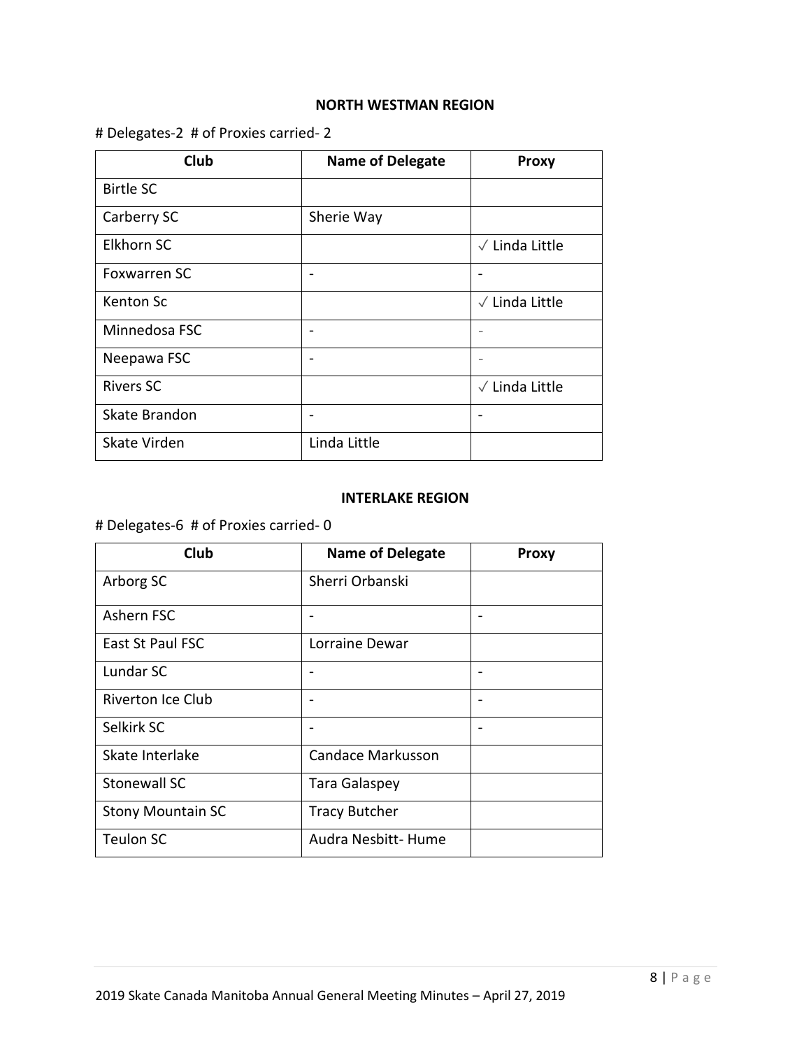**NORTH WESTMAN REGION**

# Delegates-2  # of Proxies carried- 2

| Club | Name of Delegate | Proxy |
|---|---|---|
| Birtle SC | | |
| Carberry SC | Sherie Way | |
| Elkhorn SC | | ✓ Linda Little |
| Foxwarren SC | - | - |
| Kenton Sc | | ✓ Linda Little |
| Minnedosa FSC | - | - |
| Neepawa FSC | - | - |
| Rivers SC | | ✓ Linda Little |
| Skate Brandon | - | - |
| Skate Virden | Linda Little | |

**INTERLAKE REGION**

# Delegates-6  # of Proxies carried- 0

| Club | Name of Delegate | Proxy |
|---|---|---|
| Arborg SC | Sherri Orbanski | |
| Ashern FSC | - | - |
| East St Paul FSC | Lorraine Dewar | |
| Lundar SC | - | - |
| Riverton Ice Club | - | - |
| Selkirk SC | - | - |
| Skate Interlake | Candace Markusson | |
| Stonewall SC | Tara Galaspey | |
| Stony Mountain SC | Tracy Butcher | |
| Teulon SC | Audra Nesbitt- Hume | |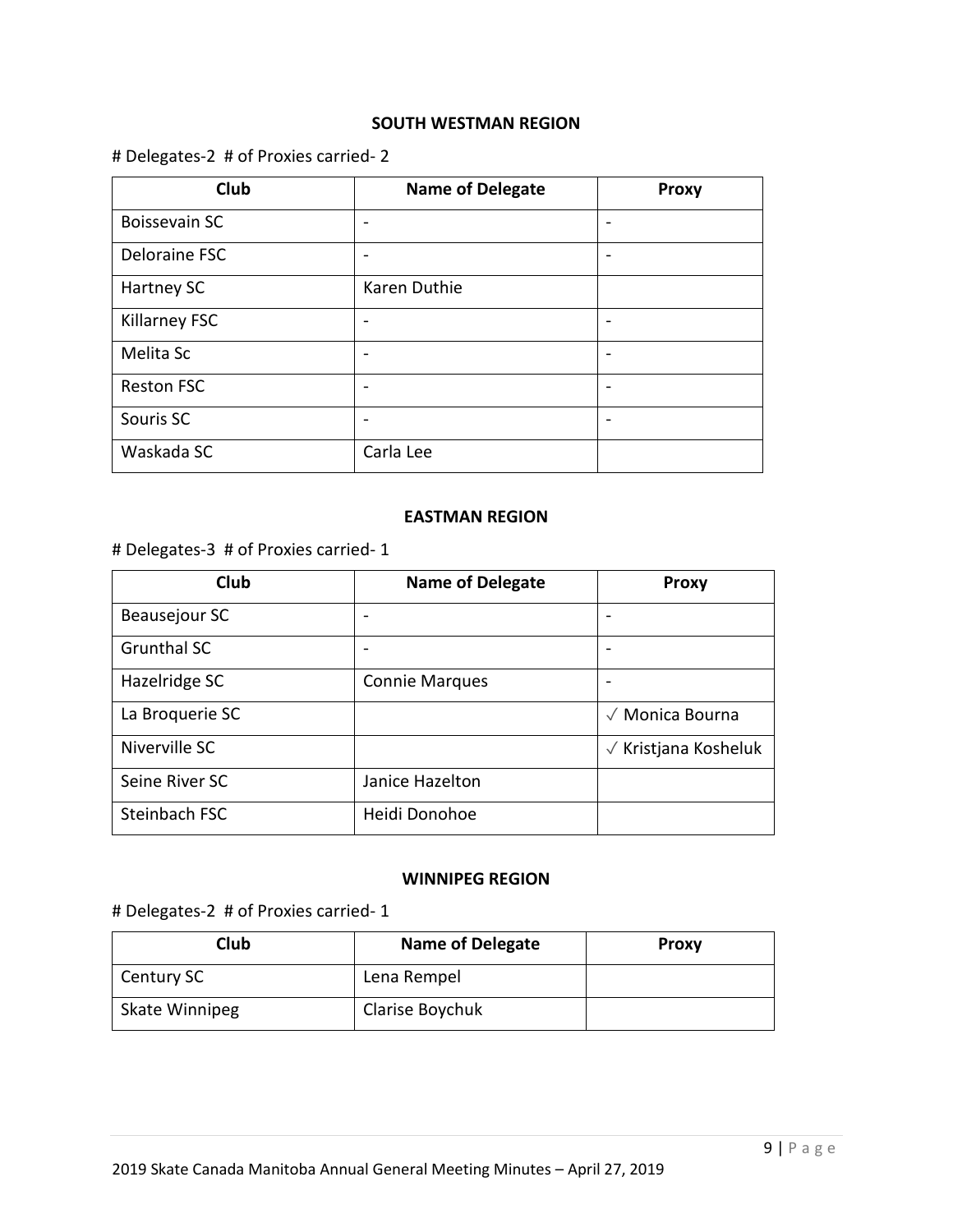**SOUTH WESTMAN REGION**

# Delegates-2 # of Proxies carried- 2

| Club | Name of Delegate | Proxy |
|---|---|---|
| Boissevain SC | - | - |
| Deloraine FSC | - | - |
| Hartney SC | Karen Duthie | |
| Killarney FSC | - | - |
| Melita Sc | - | - |
| Reston FSC | - | - |
| Souris SC | - | - |
| Waskada SC | Carla Lee | |

**EASTMAN REGION**

# Delegates-3 # of Proxies carried- 1

| Club | Name of Delegate | Proxy |
|---|---|---|
| Beausejour SC | - | - |
| Grunthal SC | - | - |
| Hazelridge SC | Connie Marques | - |
| La Broquerie SC | | ✓ Monica Bourna |
| Niverville SC | | ✓ Kristjana Kosheluk |
| Seine River SC | Janice Hazelton | |
| Steinbach FSC | Heidi Donohoe | |

**WINNIPEG REGION**

# Delegates-2 # of Proxies carried- 1

| Club | Name of Delegate | Proxy |
|---|---|---|
| Century SC | Lena Rempel | |
| Skate Winnipeg | Clarise Boychuk | |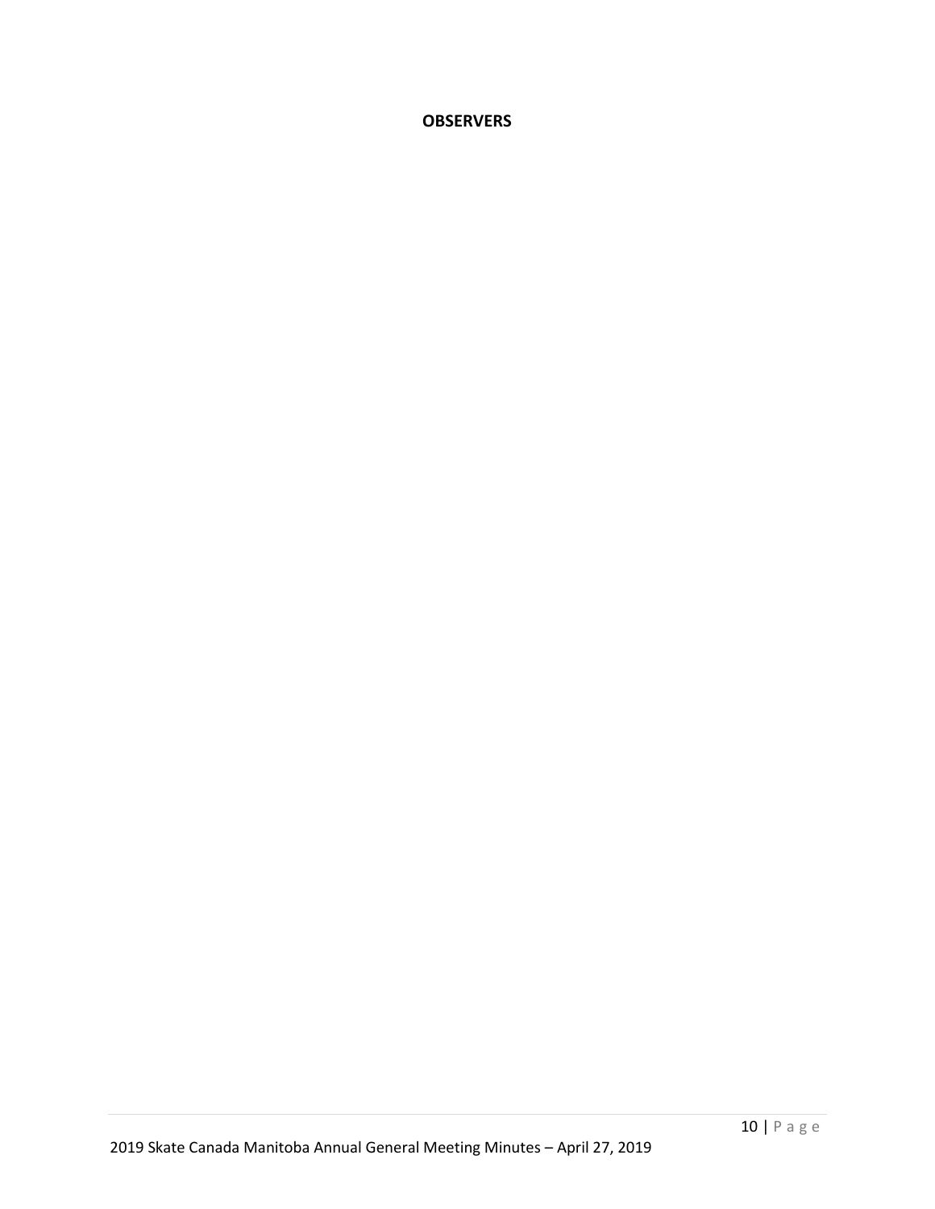**OBSERVERS**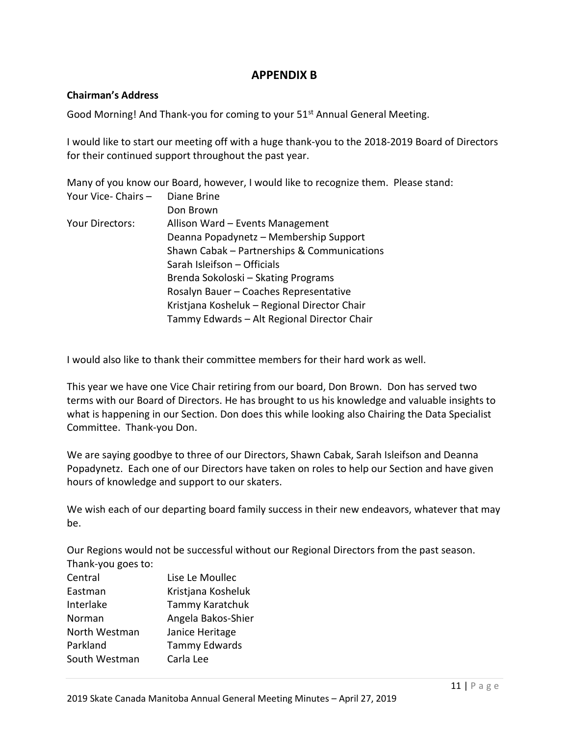# APPENDIX B

**Chairman's Address**

Good Morning! And Thank-you for coming to your 51st Annual General Meeting.

I would like to start our meeting off with a huge thank-you to the 2018-2019 Board of Directors for their continued support throughout the past year.

Many of you know our Board, however, I would like to recognize them. Please stand:

| | |
|---|---|
| Your Vice- Chairs – | Diane Brine |
| | Don Brown |
| Your Directors: | Allison Ward – Events Management |
| | Deanna Popadynetz – Membership Support |
| | Shawn Cabak – Partnerships & Communications |
| | Sarah Isleifson – Officials |
| | Brenda Sokoloski – Skating Programs |
| | Rosalyn Bauer – Coaches Representative |
| | Kristjana Kosheluk – Regional Director Chair |
| | Tammy Edwards – Alt Regional Director Chair |

I would also like to thank their committee members for their hard work as well.

This year we have one Vice Chair retiring from our board, Don Brown. Don has served two terms with our Board of Directors. He has brought to us his knowledge and valuable insights to what is happening in our Section. Don does this while looking also Chairing the Data Specialist Committee. Thank-you Don.

We are saying goodbye to three of our Directors, Shawn Cabak, Sarah Isleifson and Deanna Popadynetz. Each one of our Directors have taken on roles to help our Section and have given hours of knowledge and support to our skaters.

We wish each of our departing board family success in their new endeavors, whatever that may be.

Our Regions would not be successful without our Regional Directors from the past season. Thank-you goes to:

| | |
|---|---|
| Central | Lise Le Moullec |
| Eastman | Kristjana Kosheluk |
| Interlake | Tammy Karatchuk |
| Norman | Angela Bakos-Shier |
| North Westman | Janice Heritage |
| Parkland | Tammy Edwards |
| South Westman | Carla Lee |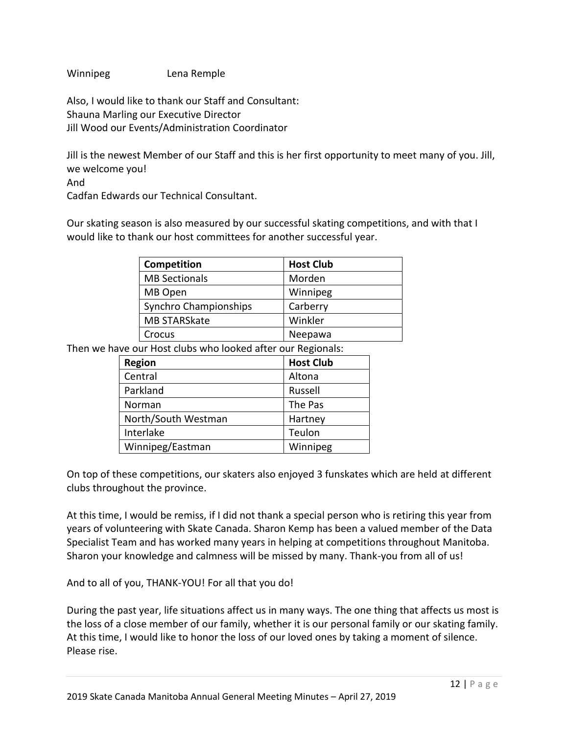Winnipeg Lena Remple

Also, I would like to thank our Staff and Consultant:
Shauna Marling our Executive Director
Jill Wood our Events/Administration Coordinator

Jill is the newest Member of our Staff and this is her first opportunity to meet many of you. Jill, we welcome you!
And
Cadfan Edwards our Technical Consultant.

Our skating season is also measured by our successful skating competitions, and with that I would like to thank our host committees for another successful year.

| Competition | Host Club |
|---|---|
| MB Sectionals | Morden |
| MB Open | Winnipeg |
| Synchro Championships | Carberry |
| MB STARSkate | Winkler |
| Crocus | Neepawa |

Then we have our Host clubs who looked after our Regionals:

| Region | Host Club |
|---|---|
| Central | Altona |
| Parkland | Russell |
| Norman | The Pas |
| North/South Westman | Hartney |
| Interlake | Teulon |
| Winnipeg/Eastman | Winnipeg |

On top of these competitions, our skaters also enjoyed 3 funskates which are held at different clubs throughout the province.

At this time, I would be remiss, if I did not thank a special person who is retiring this year from years of volunteering with Skate Canada. Sharon Kemp has been a valued member of the Data Specialist Team and has worked many years in helping at competitions throughout Manitoba. Sharon your knowledge and calmness will be missed by many. Thank-you from all of us!

And to all of you, THANK-YOU! For all that you do!

During the past year, life situations affect us in many ways. The one thing that affects us most is the loss of a close member of our family, whether it is our personal family or our skating family. At this time, I would like to honor the loss of our loved ones by taking a moment of silence. Please rise.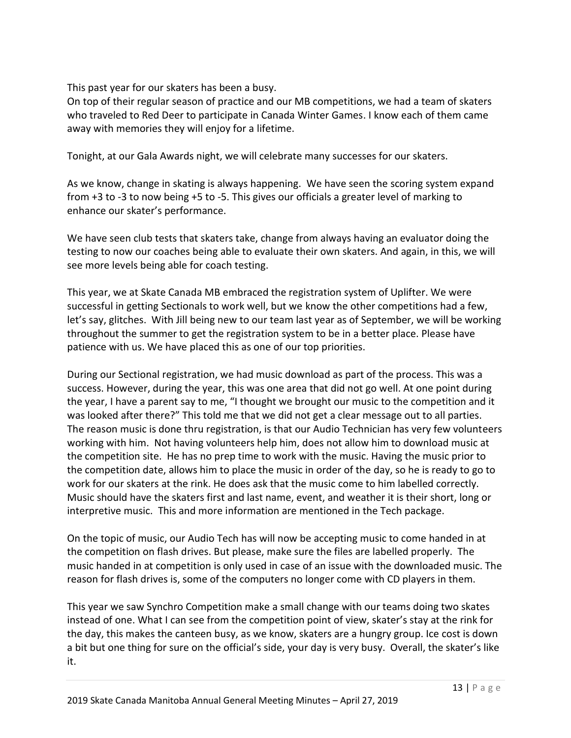This past year for our skaters has been a busy.
On top of their regular season of practice and our MB competitions, we had a team of skaters who traveled to Red Deer to participate in Canada Winter Games. I know each of them came away with memories they will enjoy for a lifetime.

Tonight, at our Gala Awards night, we will celebrate many successes for our skaters.

As we know, change in skating is always happening. We have seen the scoring system expand from +3 to -3 to now being +5 to -5. This gives our officials a greater level of marking to enhance our skater's performance.

We have seen club tests that skaters take, change from always having an evaluator doing the testing to now our coaches being able to evaluate their own skaters. And again, in this, we will see more levels being able for coach testing.

This year, we at Skate Canada MB embraced the registration system of Uplifter. We were successful in getting Sectionals to work well, but we know the other competitions had a few, let's say, glitches. With Jill being new to our team last year as of September, we will be working throughout the summer to get the registration system to be in a better place. Please have patience with us. We have placed this as one of our top priorities.

During our Sectional registration, we had music download as part of the process. This was a success. However, during the year, this was one area that did not go well. At one point during the year, I have a parent say to me, "I thought we brought our music to the competition and it was looked after there?" This told me that we did not get a clear message out to all parties. The reason music is done thru registration, is that our Audio Technician has very few volunteers working with him. Not having volunteers help him, does not allow him to download music at the competition site. He has no prep time to work with the music. Having the music prior to the competition date, allows him to place the music in order of the day, so he is ready to go to work for our skaters at the rink. He does ask that the music come to him labelled correctly. Music should have the skaters first and last name, event, and weather it is their short, long or interpretive music. This and more information are mentioned in the Tech package.

On the topic of music, our Audio Tech has will now be accepting music to come handed in at the competition on flash drives. But please, make sure the files are labelled properly. The music handed in at competition is only used in case of an issue with the downloaded music. The reason for flash drives is, some of the computers no longer come with CD players in them.

This year we saw Synchro Competition make a small change with our teams doing two skates instead of one. What I can see from the competition point of view, skater's stay at the rink for the day, this makes the canteen busy, as we know, skaters are a hungry group. Ice cost is down a bit but one thing for sure on the official's side, your day is very busy. Overall, the skater's like it.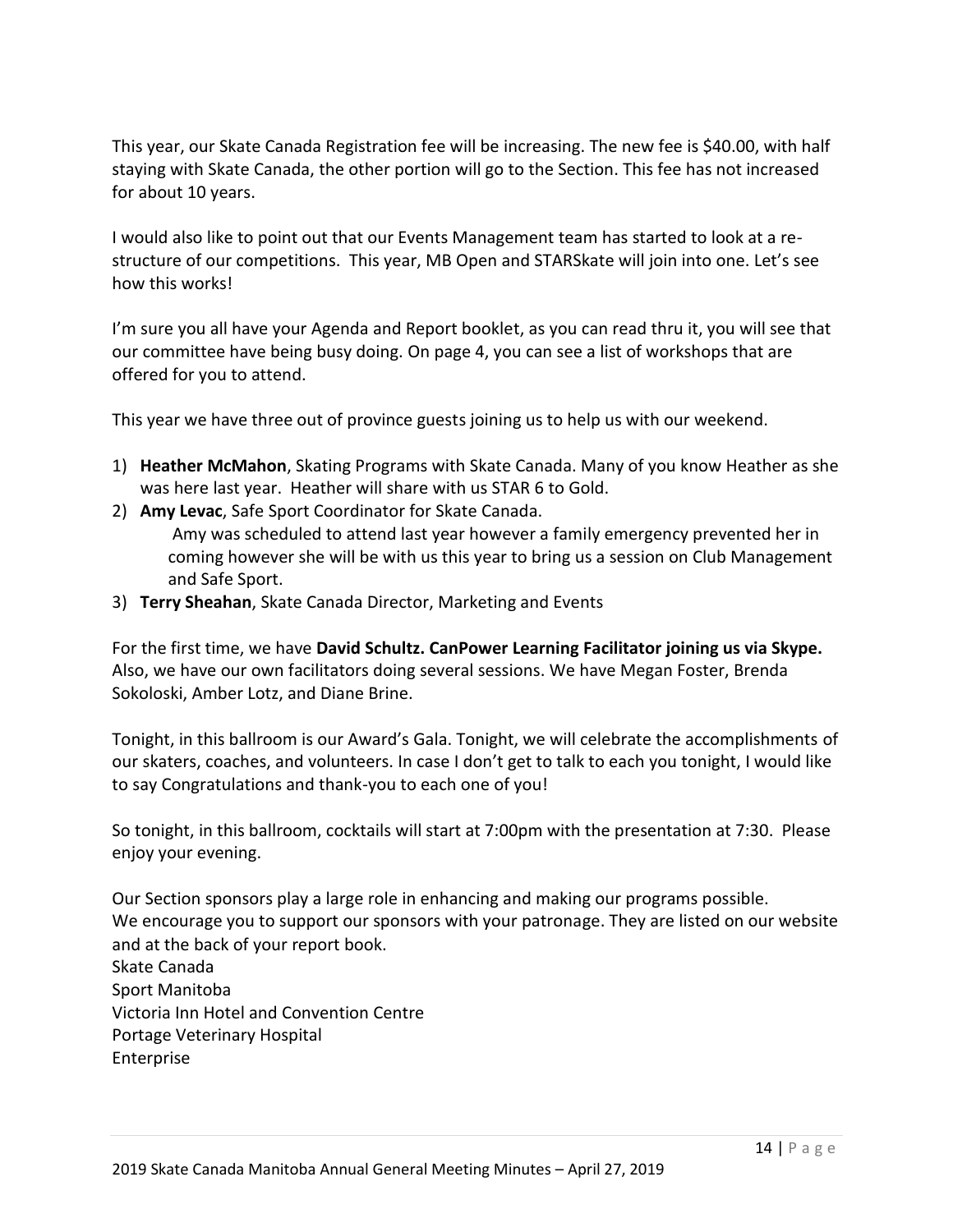This year, our Skate Canada Registration fee will be increasing. The new fee is $40.00, with half staying with Skate Canada, the other portion will go to the Section. This fee has not increased for about 10 years.

I would also like to point out that our Events Management team has started to look at a re-structure of our competitions. This year, MB Open and STARSkate will join into one. Let's see how this works!

I'm sure you all have your Agenda and Report booklet, as you can read thru it, you will see that our committee have being busy doing. On page 4, you can see a list of workshops that are offered for you to attend.

This year we have three out of province guests joining us to help us with our weekend.

1) **Heather McMahon**, Skating Programs with Skate Canada. Many of you know Heather as she was here last year. Heather will share with us STAR 6 to Gold.
2) **Amy Levac**, Safe Sport Coordinator for Skate Canada.
   Amy was scheduled to attend last year however a family emergency prevented her in coming however she will be with us this year to bring us a session on Club Management and Safe Sport.
3) **Terry Sheahan**, Skate Canada Director, Marketing and Events

For the first time, we have **David Schultz. CanPower Learning Facilitator joining us via Skype.** Also, we have our own facilitators doing several sessions. We have Megan Foster, Brenda Sokoloski, Amber Lotz, and Diane Brine.

Tonight, in this ballroom is our Award's Gala. Tonight, we will celebrate the accomplishments of our skaters, coaches, and volunteers. In case I don't get to talk to each you tonight, I would like to say Congratulations and thank-you to each one of you!

So tonight, in this ballroom, cocktails will start at 7:00pm with the presentation at 7:30. Please enjoy your evening.

Our Section sponsors play a large role in enhancing and making our programs possible.
We encourage you to support our sponsors with your patronage. They are listed on our website and at the back of your report book.
Skate Canada
Sport Manitoba
Victoria Inn Hotel and Convention Centre
Portage Veterinary Hospital
Enterprise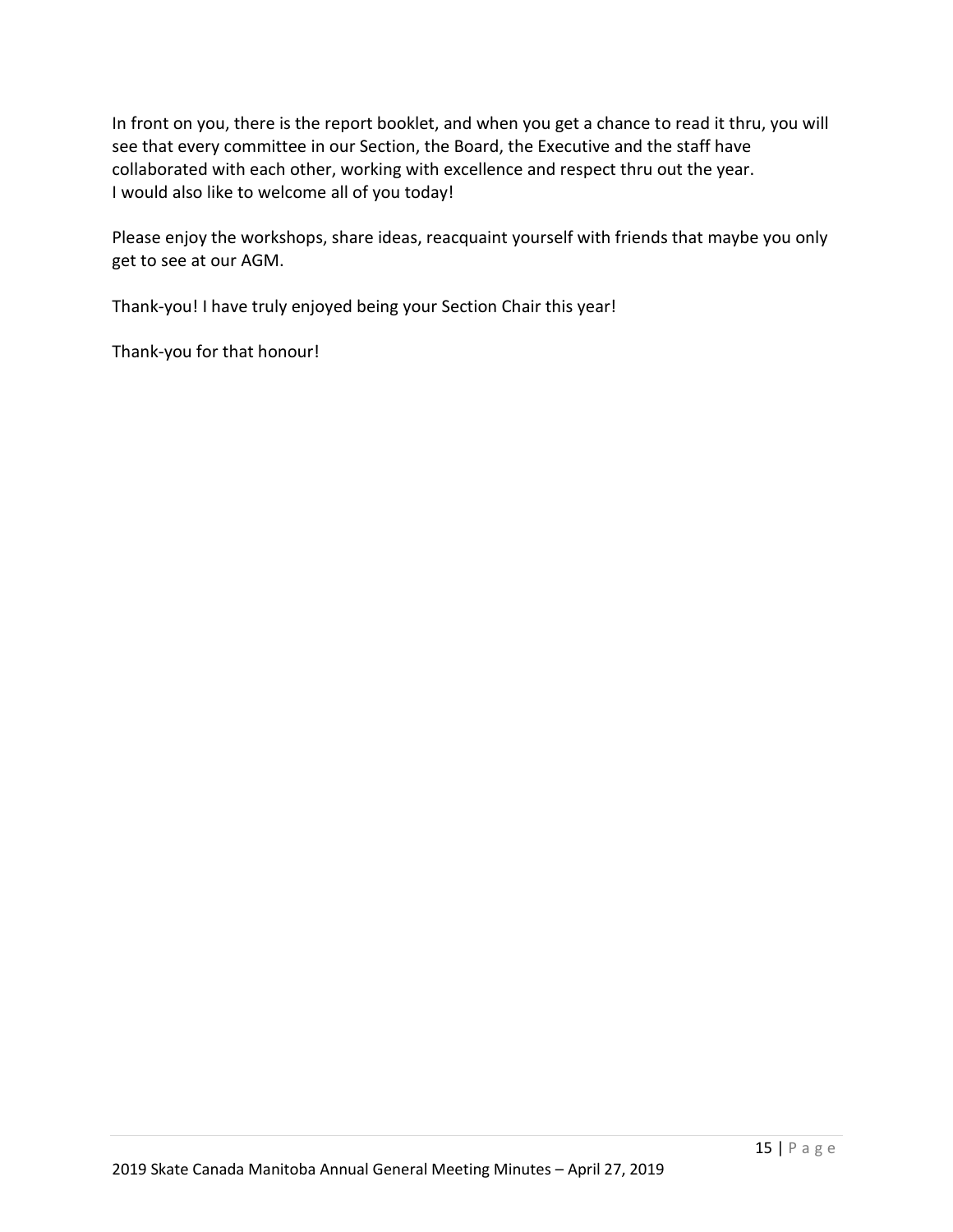In front on you, there is the report booklet, and when you get a chance to read it thru, you will see that every committee in our Section, the Board, the Executive and the staff have collaborated with each other, working with excellence and respect thru out the year.
I would also like to welcome all of you today!

Please enjoy the workshops, share ideas, reacquaint yourself with friends that maybe you only get to see at our AGM.

Thank-you! I have truly enjoyed being your Section Chair this year!

Thank-you for that honour!